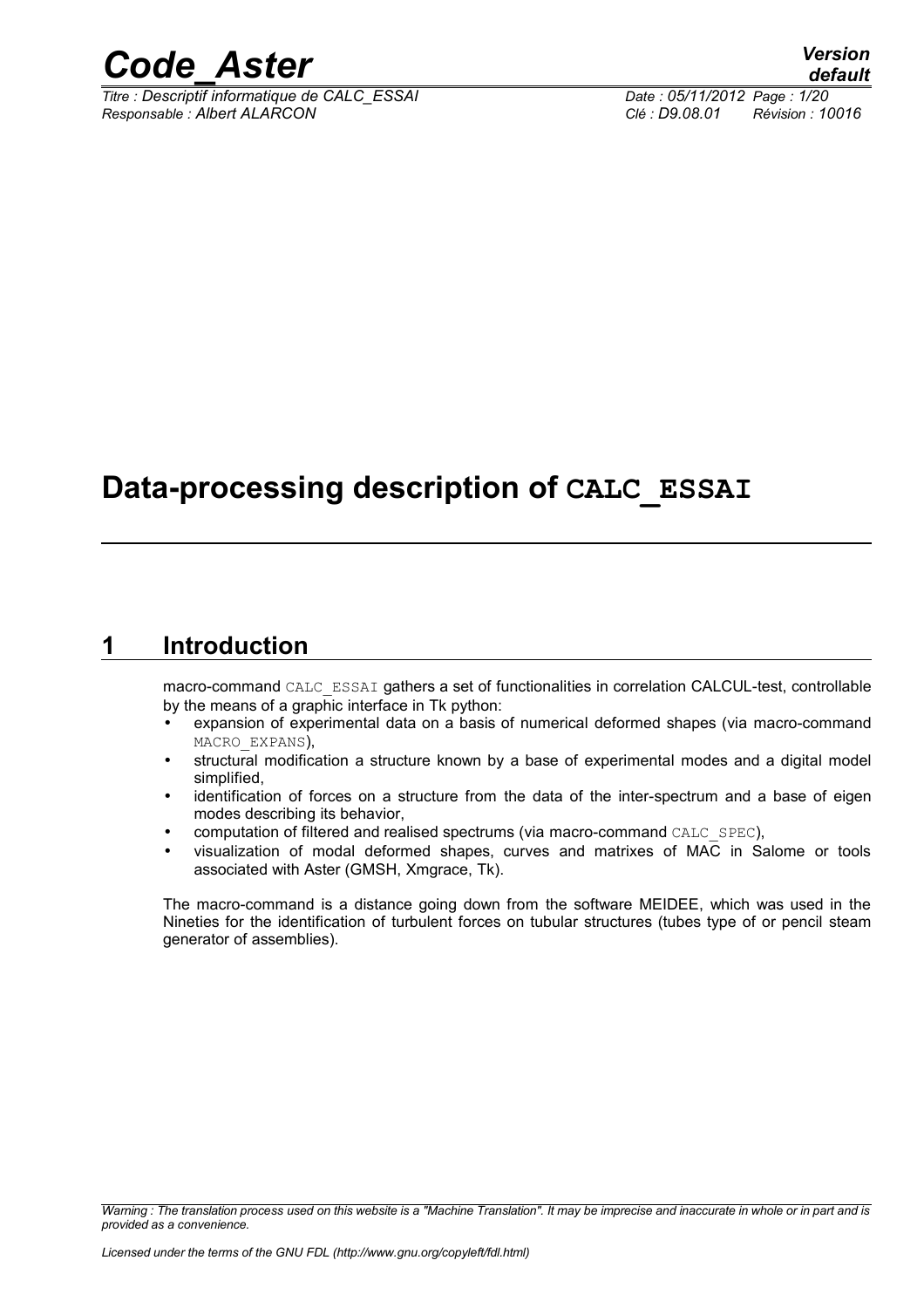# Data-processing description of CALC_ESSAI

## 1 Introduction

macro-command CALC_ESSAI gathers a set of functionalities in correlation CALCUL-test, controllable by the means of a graphic interface in Tk python:

- expansion of experimental data on a basis of numerical deformed shapes (via macro-command MACRO_EXPANS),
- structural modification a structure known by a base of experimental modes and a digital model simplified,
- identification of forces on a structure from the data of the inter-spectrum and a base of eigen modes describing its behavior,
- computation of filtered and realised spectrums (via macro-command CALC_SPEC),
- visualization of modal deformed shapes, curves and matrixes of MAC in Salome or tools associated with Aster (GMSH, Xmgrace, Tk).

The macro-command is a distance going down from the software MEIDEE, which was used in the Nineties for the identification of turbulent forces on tubular structures (tubes type of or pencil steam generator of assemblies).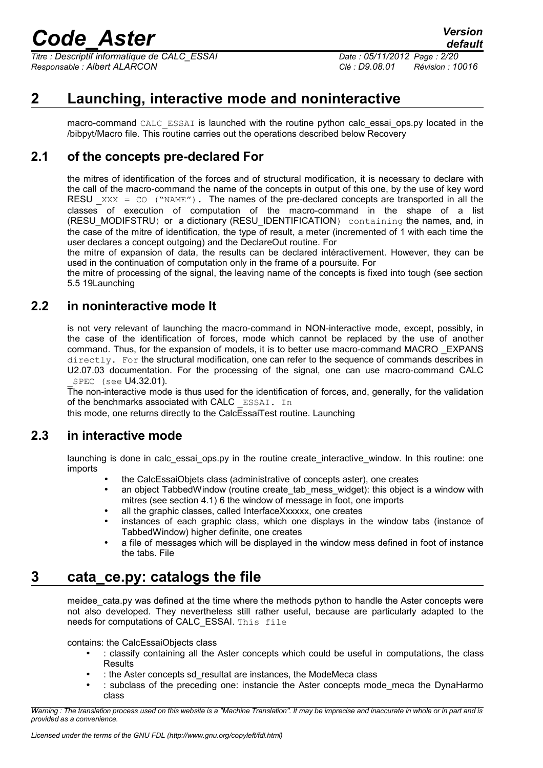# 2 Launching, interactive mode and noninteractive

macro-command CALC_ESSAI is launched with the routine python calc_essai_ops.py located in the /bibpyt/Macro file. This routine carries out the operations described below Recovery

## 2.1 of the concepts pre-declared For

the mitres of identification of the forces and of structural modification, it is necessary to declare with the call of the macro-command the name of the concepts in output of this one, by the use of key word RESU _XXX = CO ("NAME"). The names of the pre-declared concepts are transported in all the classes of execution of computation of the macro-command in the shape of a list (RESU_MODIFSTRU) or a dictionary (RESU_IDENTIFICATION) containing the names, and, in the case of the mitre of identification, the type of result, a meter (incremented of 1 with each time the user declares a concept outgoing) and the DeclareOut routine. For

the mitre of expansion of data, the results can be declared intéractivement. However, they can be used in the continuation of computation only in the frame of a poursuite. For

the mitre of processing of the signal, the leaving name of the concepts is fixed into tough (see section 5.5 19Launching

## 2.2 in noninteractive mode It

is not very relevant of launching the macro-command in NON-interactive mode, except, possibly, in the case of the identification of forces, mode which cannot be replaced by the use of another command. Thus, for the expansion of models, it is to better use macro-command MACRO _EXPANS directly. For the structural modification, one can refer to the sequence of commands describes in U2.07.03 documentation. For the processing of the signal, one can use macro-command CALC _SPEC (see U4.32.01).

The non-interactive mode is thus used for the identification of forces, and, generally, for the validation of the benchmarks associated with CALC _ESSAI. In

this mode, one returns directly to the CalcEssaiTest routine. Launching

## 2.3 in interactive mode

launching is done in calc_essai_ops.py in the routine create_interactive_window. In this routine: one imports

- the CalcEssaiObjets class (administrative of concepts aster), one creates
- an object TabbedWindow (routine create_tab_mess_widget): this object is a window with mitres (see section 4.1) 6 the window of message in foot, one imports
- all the graphic classes, called InterfaceXxxxxx, one creates
- instances of each graphic class, which one displays in the window tabs (instance of TabbedWindow) higher definite, one creates
- a file of messages which will be displayed in the window mess defined in foot of instance the tabs. File

# 3 cata_ce.py: catalogs the file

meidee_cata.py was defined at the time where the methods python to handle the Aster concepts were not also developed. They nevertheless still rather useful, because are particularly adapted to the needs for computations of CALC_ESSAI. This file

contains: the CalcEssaiObjects class

- : classify containing all the Aster concepts which could be useful in computations, the class Results
- : the Aster concepts sd_resultat are instances, the ModeMeca class
- : subclass of the preceding one: instancie the Aster concepts mode_meca the DynaHarmo class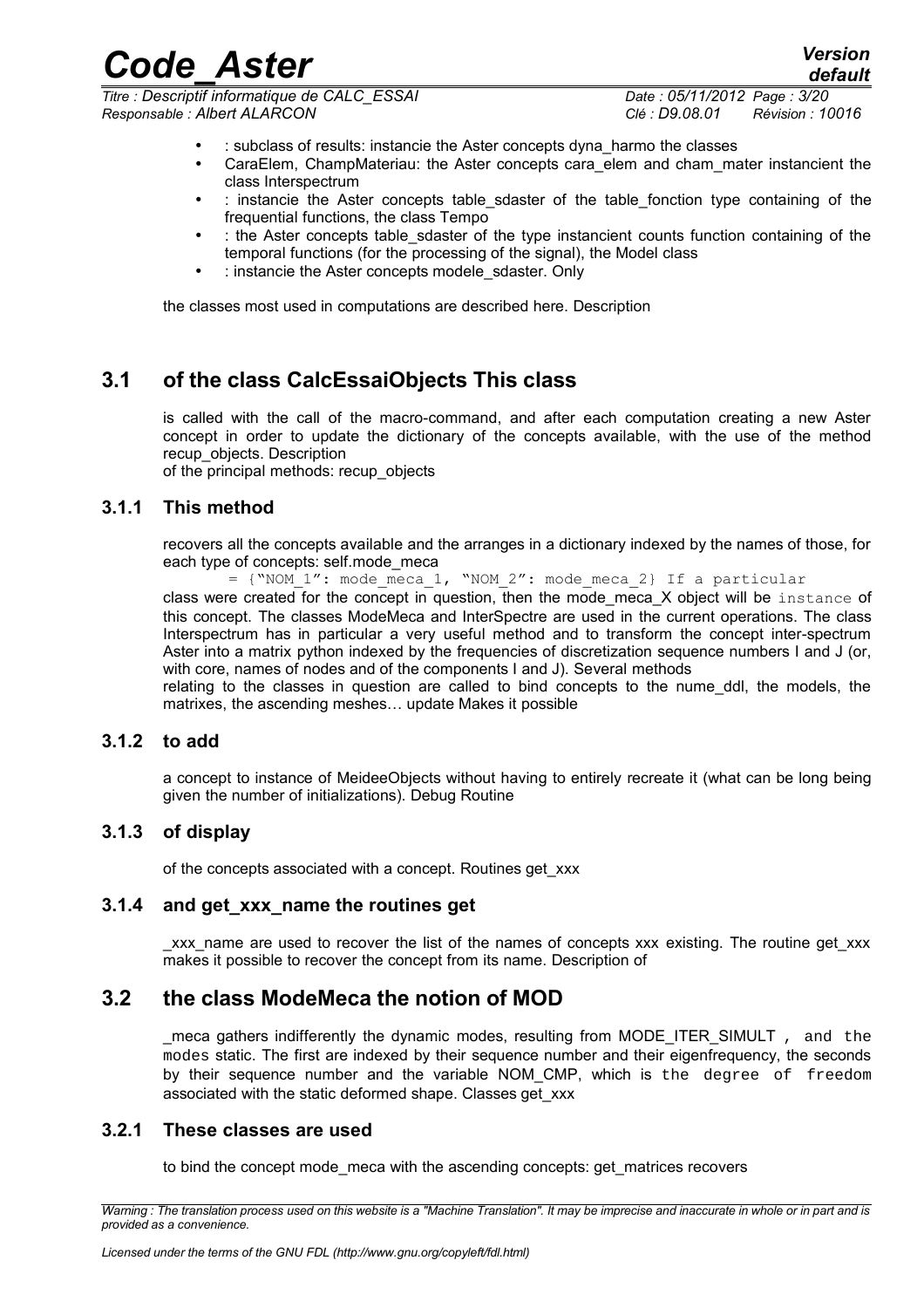- : subclass of results: instancie the Aster concepts dyna_harmo the classes
- CaraElem, ChampMateriau: the Aster concepts cara_elem and cham_mater instancient the class Interspectrum
- : instancie the Aster concepts table_sdaster of the table_fonction type containing of the frequential functions, the class Tempo
- : the Aster concepts table_sdaster of the type instancient counts function containing of the temporal functions (for the processing of the signal), the Model class
- : instancie the Aster concepts modele_sdaster. Only

the classes most used in computations are described here. Description

## 3.1 of the class CalcEssaiObjects This class

is called with the call of the macro-command, and after each computation creating a new Aster concept in order to update the dictionary of the concepts available, with the use of the method recup_objects. Description
of the principal methods: recup_objects

### 3.1.1 This method

recovers all the concepts available and the arranges in a dictionary indexed by the names of those, for each type of concepts: self.mode_meca
```
= {"NOM_1": mode_meca_1, "NOM_2": mode_meca_2} If a particular
```
class were created for the concept in question, then the mode_meca_X object will be `instance` of this concept. The classes ModeMeca and InterSpectre are used in the current operations. The class Interspectrum has in particular a very useful method and to transform the concept inter-spectrum Aster into a matrix python indexed by the frequencies of discretization sequence numbers I and J (or, with core, names of nodes and of the components I and J). Several methods
relating to the classes in question are called to bind concepts to the nume_ddl, the models, the matrixes, the ascending meshes… update Makes it possible

### 3.1.2 to add

a concept to instance of MeideeObjects without having to entirely recreate it (what can be long being given the number of initializations). Debug Routine

### 3.1.3 of display

of the concepts associated with a concept. Routines get_xxx

### 3.1.4 and get_xxx_name the routines get

_xxx_name are used to recover the list of the names of concepts xxx existing. The routine get_xxx makes it possible to recover the concept from its name. Description of

## 3.2 the class ModeMeca the notion of MOD

_meca gathers indifferently the dynamic modes, resulting from MODE_ITER_SIMULT `, and the modes` static. The first are indexed by their sequence number and their eigenfrequency, the seconds by their sequence number and the variable NOM_CMP, which is `the degree of freedom` associated with the static deformed shape. Classes get_xxx

### 3.2.1 These classes are used

to bind the concept mode_meca with the ascending concepts: get_matrices recovers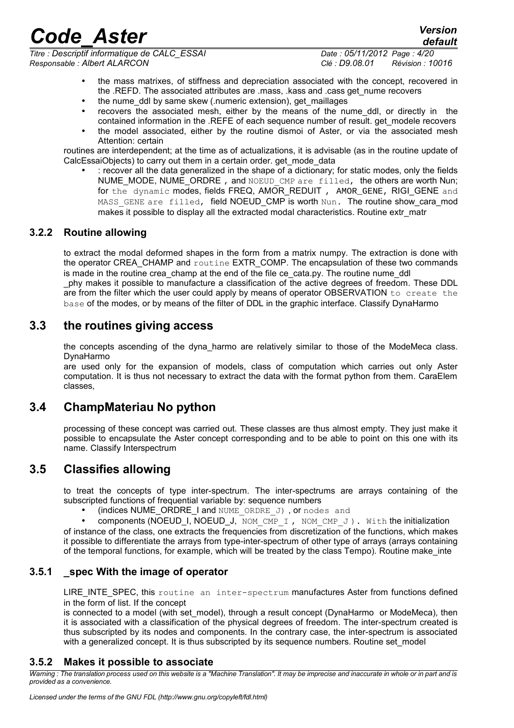- the mass matrixes, of stiffness and depreciation associated with the concept, recovered in the .REFD. The associated attributes are .mass, .kass and .cass get_nume recovers
- the nume_ddl by same skew (.numeric extension), get_maillages
- recovers the associated mesh, either by the means of the nume_ddl, or directly in the contained information in the .REFE of each sequence number of result. get_modele recovers
- the model associated, either by the routine dismoi of Aster, or via the associated mesh Attention: certain

routines are interdependent; at the time as of actualizations, it is advisable (as in the routine update of CalcEssaiObjects) to carry out them in a certain order. get_mode_data

- : recover all the data generalized in the shape of a dictionary; for static modes, only the fields NUME_MODE, NUME_ORDRE , and NOEUD_CMP are filled, the others are worth Nun; for the dynamic modes, fields FREQ, AMOR_REDUIT , AMOR_GENE, RIGI_GENE and MASS_GENE are filled, field NOEUD_CMP is worth Nun. The routine show_cara_mod makes it possible to display all the extracted modal characteristics. Routine extr_matr

### 3.2.2 Routine allowing

to extract the modal deformed shapes in the form from a matrix numpy. The extraction is done with the operator CREA_CHAMP and routine EXTR_COMP. The encapsulation of these two commands is made in the routine crea_champ at the end of the file ce_cata.py. The routine nume_ddl _phy makes it possible to manufacture a classification of the active degrees of freedom. These DDL are from the filter which the user could apply by means of operator OBSERVATION to create the base of the modes, or by means of the filter of DDL in the graphic interface. Classify DynaHarmo

## 3.3 the routines giving access

the concepts ascending of the dyna_harmo are relatively similar to those of the ModeMeca class. DynaHarmo

are used only for the expansion of models, class of computation which carries out only Aster computation. It is thus not necessary to extract the data with the format python from them. CaraElem classes,

## 3.4 ChampMateriau No python

processing of these concept was carried out. These classes are thus almost empty. They just make it possible to encapsulate the Aster concept corresponding and to be able to point on this one with its name. Classify Interspectrum

## 3.5 Classifies allowing

to treat the concepts of type inter-spectrum. The inter-spectrums are arrays containing of the subscripted functions of frequential variable by: sequence numbers

- (indices NUME_ORDRE_I and NUME_ORDRE_J) , or nodes and
- components (NOEUD_I, NOEUD_J, NOM_CMP_I , NOM_CMP_J ). With the initialization

of instance of the class, one extracts the frequencies from discretization of the functions, which makes it possible to differentiate the arrays from type-inter-spectrum of other type of arrays (arrays containing of the temporal functions, for example, which will be treated by the class Tempo). Routine make_inte

### 3.5.1 _spec With the image of operator

LIRE_INTE_SPEC, this routine an inter-spectrum manufactures Aster from functions defined in the form of list. If the concept

is connected to a model (with set_model), through a result concept (DynaHarmo or ModeMeca), then it is associated with a classification of the physical degrees of freedom. The inter-spectrum created is thus subscripted by its nodes and components. In the contrary case, the inter-spectrum is associated with a generalized concept. It is thus subscripted by its sequence numbers. Routine set_model

### 3.5.2 Makes it possible to associate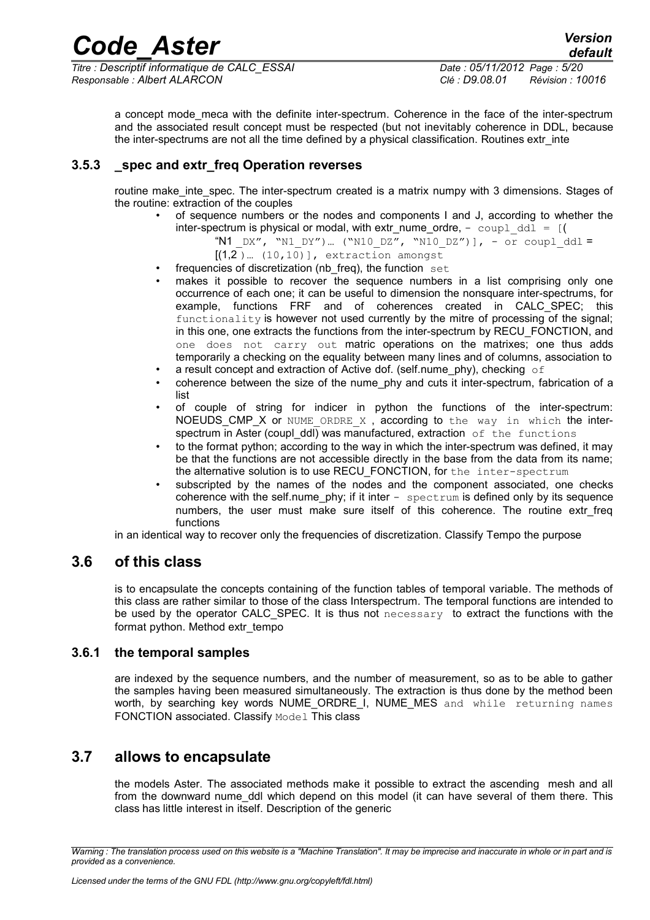a concept mode_meca with the definite inter-spectrum. Coherence in the face of the inter-spectrum and the associated result concept must be respected (but not inevitably coherence in DDL, because the inter-spectrums are not all the time defined by a physical classification. Routines extr_inte

### 3.5.3 _spec and extr_freq Operation reverses

routine make_inte_spec. The inter-spectrum created is a matrix numpy with 3 dimensions. Stages of the routine: extraction of the couples

- of sequence numbers or the nodes and components I and J, according to whether the inter-spectrum is physical or modal, with extr_nume_ordre, - coupl_ddl = [( "N1 _DX", "N1_DY")… ("N10_DZ", "N10_DZ")], - or coupl_ddl = [(1,2 )… (10,10)], extraction amongst
- frequencies of discretization (nb_freq), the function set
- makes it possible to recover the sequence numbers in a list comprising only one occurrence of each one; it can be useful to dimension the nonsquare inter-spectrums, for example, functions FRF and of coherences created in CALC_SPEC; this functionality is however not used currently by the mitre of processing of the signal; in this one, one extracts the functions from the inter-spectrum by RECU_FONCTION, and one does not carry out matric operations on the matrixes; one thus adds temporarily a checking on the equality between many lines and of columns, association to
- a result concept and extraction of Active dof. (self.nume_phy), checking of
- coherence between the size of the nume_phy and cuts it inter-spectrum, fabrication of a list
- of couple of string for indicer in python the functions of the inter-spectrum: NOEUDS_CMP_X or NUME_ORDRE_X , according to the way in which the inter-spectrum in Aster (coupl_ddl) was manufactured, extraction of the functions
- to the format python; according to the way in which the inter-spectrum was defined, it may be that the functions are not accessible directly in the base from the data from its name; the alternative solution is to use RECU_FONCTION, for the inter-spectrum
- subscripted by the names of the nodes and the component associated, one checks coherence with the self.nume_phy; if it inter - spectrum is defined only by its sequence numbers, the user must make sure itself of this coherence. The routine extr_freq functions

in an identical way to recover only the frequencies of discretization. Classify Tempo the purpose

## 3.6 of this class

is to encapsulate the concepts containing of the function tables of temporal variable. The methods of this class are rather similar to those of the class Interspectrum. The temporal functions are intended to be used by the operator CALC_SPEC. It is thus not necessary to extract the functions with the format python. Method extr_tempo

### 3.6.1 the temporal samples

are indexed by the sequence numbers, and the number of measurement, so as to be able to gather the samples having been measured simultaneously. The extraction is thus done by the method been worth, by searching key words NUME_ORDRE_I, NUME_MES and while returning names FONCTION associated. Classify Model This class

## 3.7 allows to encapsulate

the models Aster. The associated methods make it possible to extract the ascending mesh and all from the downward nume_ddl which depend on this model (it can have several of them there. This class has little interest in itself. Description of the generic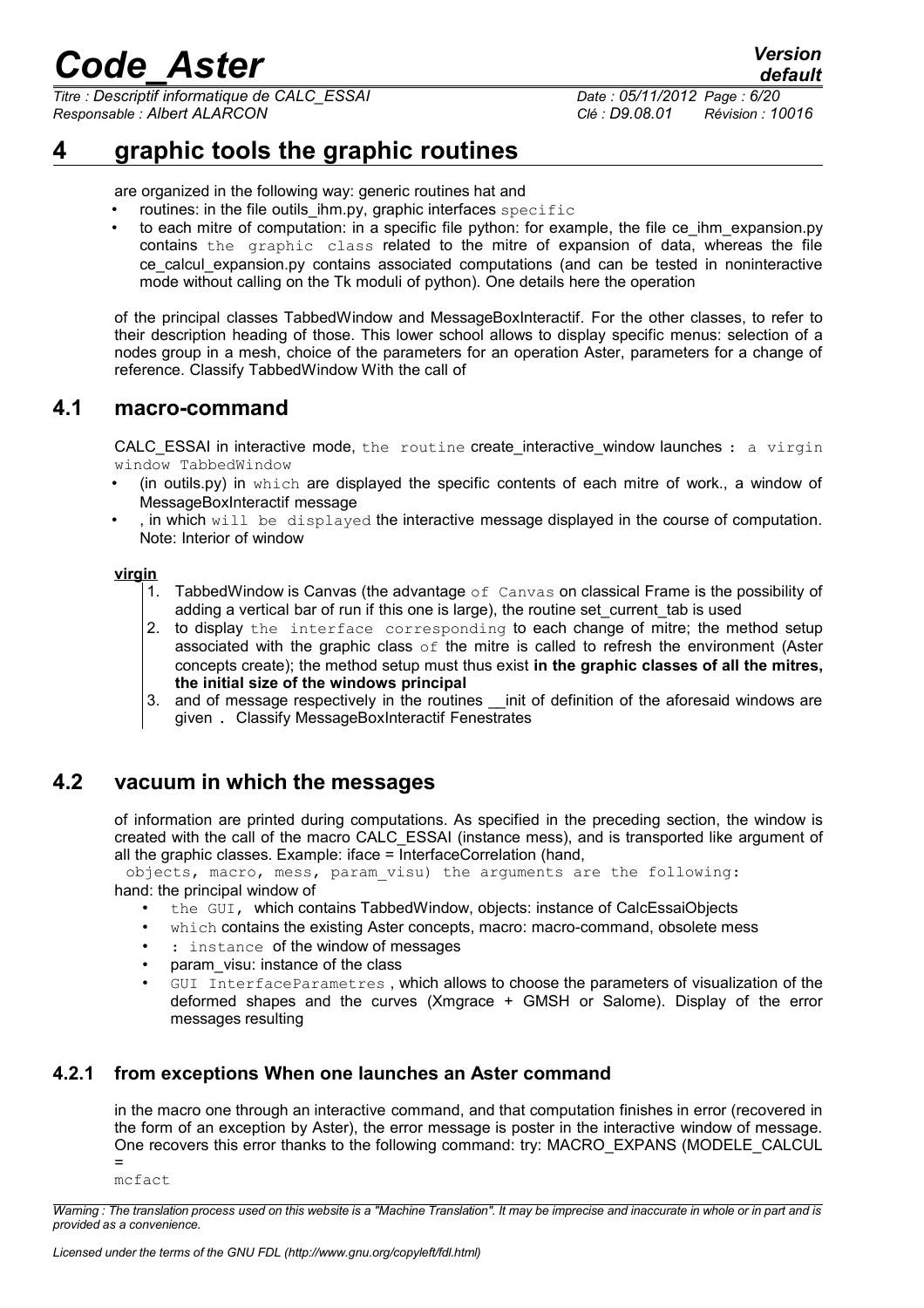# 4 graphic tools the graphic routines

are organized in the following way: generic routines hat and

- routines: in the file outils_ihm.py, graphic interfaces specific
- to each mitre of computation: in a specific file python: for example, the file ce_ihm_expansion.py contains the graphic class related to the mitre of expansion of data, whereas the file ce_calcul_expansion.py contains associated computations (and can be tested in noninteractive mode without calling on the Tk moduli of python). One details here the operation

of the principal classes TabbedWindow and MessageBoxInteractif. For the other classes, to refer to their description heading of those. This lower school allows to display specific menus: selection of a nodes group in a mesh, choice of the parameters for an operation Aster, parameters for a change of reference. Classify TabbedWindow With the call of

## 4.1 macro-command

CALC_ESSAI in interactive mode, the routine create_interactive_window launches : a virgin window TabbedWindow

- (in outils.py) in which are displayed the specific contents of each mitre of work., a window of MessageBoxInteractif message
- , in which will be displayed the interactive message displayed in the course of computation. Note: Interior of window

**virgin**

1. TabbedWindow is Canvas (the advantage of Canvas on classical Frame is the possibility of adding a vertical bar of run if this one is large), the routine set_current_tab is used
2. to display the interface corresponding to each change of mitre; the method setup associated with the graphic class of the mitre is called to refresh the environment (Aster concepts create); the method setup must thus exist **in the graphic classes of all the mitres, the initial size of the windows principal**
3. and of message respectively in the routines __init of definition of the aforesaid windows are given . Classify MessageBoxInteractif Fenestrates

## 4.2 vacuum in which the messages

of information are printed during computations. As specified in the preceding section, the window is created with the call of the macro CALC_ESSAI (instance mess), and is transported like argument of all the graphic classes. Example: iface = InterfaceCorrelation (hand,
objects, macro, mess, param_visu) the arguments are the following:
hand: the principal window of

- the GUI, which contains TabbedWindow, objects: instance of CalcEssaiObjects
- which contains the existing Aster concepts, macro: macro-command, obsolete mess
- : instance of the window of messages
- param_visu: instance of the class
- GUI InterfaceParametres , which allows to choose the parameters of visualization of the deformed shapes and the curves (Xmgrace + GMSH or Salome). Display of the error messages resulting

### 4.2.1 from exceptions When one launches an Aster command

in the macro one through an interactive command, and that computation finishes in error (recovered in the form of an exception by Aster), the error message is poster in the interactive window of message. One recovers this error thanks to the following command: try: MACRO_EXPANS (MODELE_CALCUL =
mcfact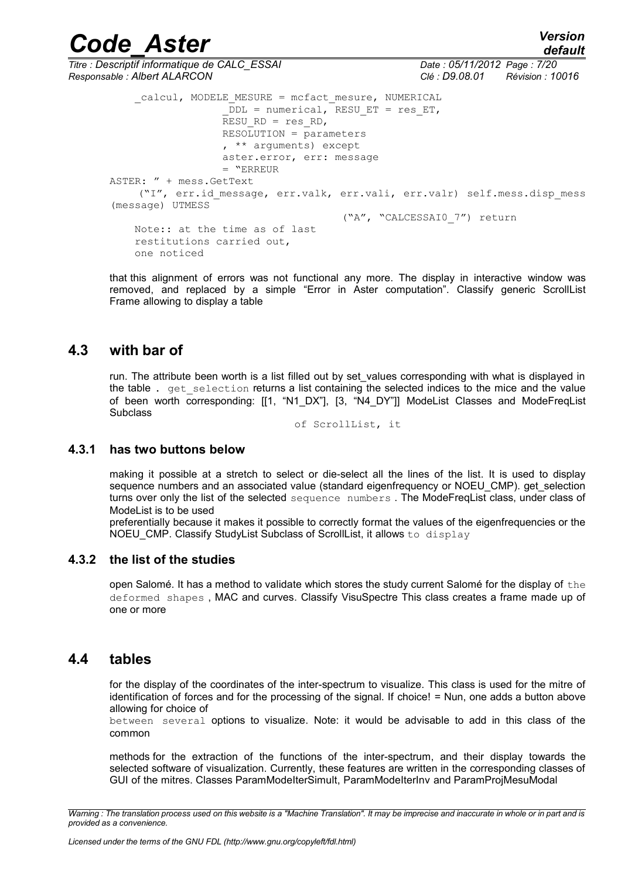```
_calcul, MODELE_MESURE = mcfact_mesure, NUMERICAL
                _DDL = numerical, RESU_ET = res_ET,
                RESU_RD = res_RD,
                RESOLUTION = parameters
                , ** arguments) except
                aster.error, err: message
                = "ERREUR
ASTER: " + mess.GetText
    ("I", err.id_message, err.valk, err.vali, err.valr) self.mess.disp_mess
(message) UTMESS
                                    ("A", "CALCESSAI0_7") return
    Note:: at the time as of last
    restitutions carried out,
    one noticed
```

that this alignment of errors was not functional any more. The display in interactive window was removed, and replaced by a simple "Error in Aster computation". Classify generic ScrollList Frame allowing to display a table

## 4.3 with bar of

run. The attribute been worth is a list filled out by set_values corresponding with what is displayed in the table . `get_selection` returns a list containing the selected indices to the mice and the value of been worth corresponding: [[1, "N1_DX"], [3, "N4_DY"]] ModeList Classes and ModeFreqList Subclass

`of ScrollList, it`

### 4.3.1 has two buttons below

making it possible at a stretch to select or die-select all the lines of the list. It is used to display sequence numbers and an associated value (standard eigenfrequency or NOEU_CMP). get_selection turns over only the list of the selected `sequence numbers` . The ModeFreqList class, under class of ModeList is to be used

preferentially because it makes it possible to correctly format the values of the eigenfrequencies or the NOEU_CMP. Classify StudyList Subclass of ScrollList, it allows `to display`

### 4.3.2 the list of the studies

open Salomé. It has a method to validate which stores the study current Salomé for the display of `the deformed shapes` , MAC and curves. Classify VisuSpectre This class creates a frame made up of one or more

## 4.4 tables

for the display of the coordinates of the inter-spectrum to visualize. This class is used for the mitre of identification of forces and for the processing of the signal. If choice! = Nun, one adds a button above allowing for choice of

`between several` options to visualize. Note: it would be advisable to add in this class of the common

methods for the extraction of the functions of the inter-spectrum, and their display towards the selected software of visualization. Currently, these features are written in the corresponding classes of GUI of the mitres. Classes ParamModeIterSimult, ParamModeIterInv and ParamProjMesuModal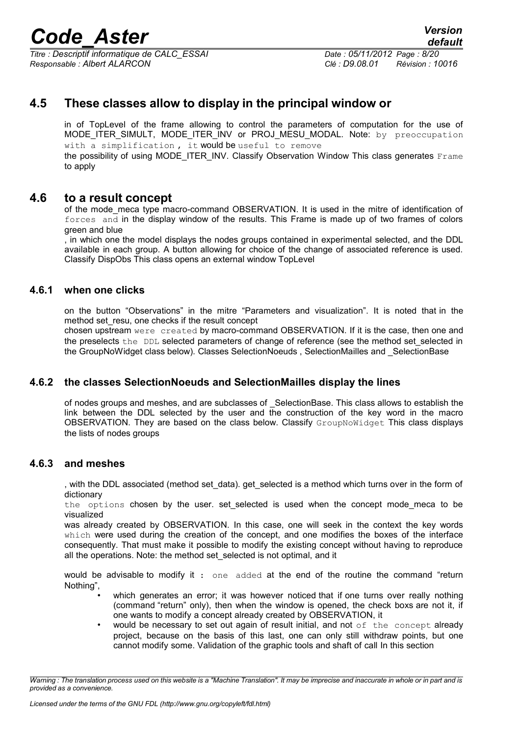## 4.5 These classes allow to display in the principal window or

in of TopLevel of the frame allowing to control the parameters of computation for the use of MODE_ITER_SIMULT, MODE_ITER_INV or PROJ_MESU_MODAL. Note: by preoccupation with a simplification , it would be useful to remove

the possibility of using MODE_ITER_INV. Classify Observation Window This class generates Frame to apply

## 4.6 to a result concept

of the mode_meca type macro-command OBSERVATION. It is used in the mitre of identification of forces and in the display window of the results. This Frame is made up of two frames of colors green and blue

, in which one the model displays the nodes groups contained in experimental selected, and the DDL available in each group. A button allowing for choice of the change of associated reference is used. Classify DispObs This class opens an external window TopLevel

### 4.6.1 when one clicks

on the button "Observations" in the mitre "Parameters and visualization". It is noted that in the method set_resu, one checks if the result concept

chosen upstream were created by macro-command OBSERVATION. If it is the case, then one and the preselects the DDL selected parameters of change of reference (see the method set_selected in the GroupNoWidget class below). Classes SelectionNoeuds , SelectionMailles and _SelectionBase

### 4.6.2 the classes SelectionNoeuds and SelectionMailles display the lines

of nodes groups and meshes, and are subclasses of _SelectionBase. This class allows to establish the link between the DDL selected by the user and the construction of the key word in the macro OBSERVATION. They are based on the class below. Classify GroupNoWidget This class displays the lists of nodes groups

### 4.6.3 and meshes

, with the DDL associated (method set_data). get_selected is a method which turns over in the form of dictionary

the options chosen by the user. set_selected is used when the concept mode_meca to be visualized

was already created by OBSERVATION. In this case, one will seek in the context the key words which were used during the creation of the concept, and one modifies the boxes of the interface consequently. That must make it possible to modify the existing concept without having to reproduce all the operations. Note: the method set_selected is not optimal, and it

would be advisable to modify it : one added at the end of the routine the command "return Nothing",

- which generates an error; it was however noticed that if one turns over really nothing (command "return" only), then when the window is opened, the check boxs are not it, if one wants to modify a concept already created by OBSERVATION, it
- would be necessary to set out again of result initial, and not of the concept already project, because on the basis of this last, one can only still withdraw points, but one cannot modify some. Validation of the graphic tools and shaft of call In this section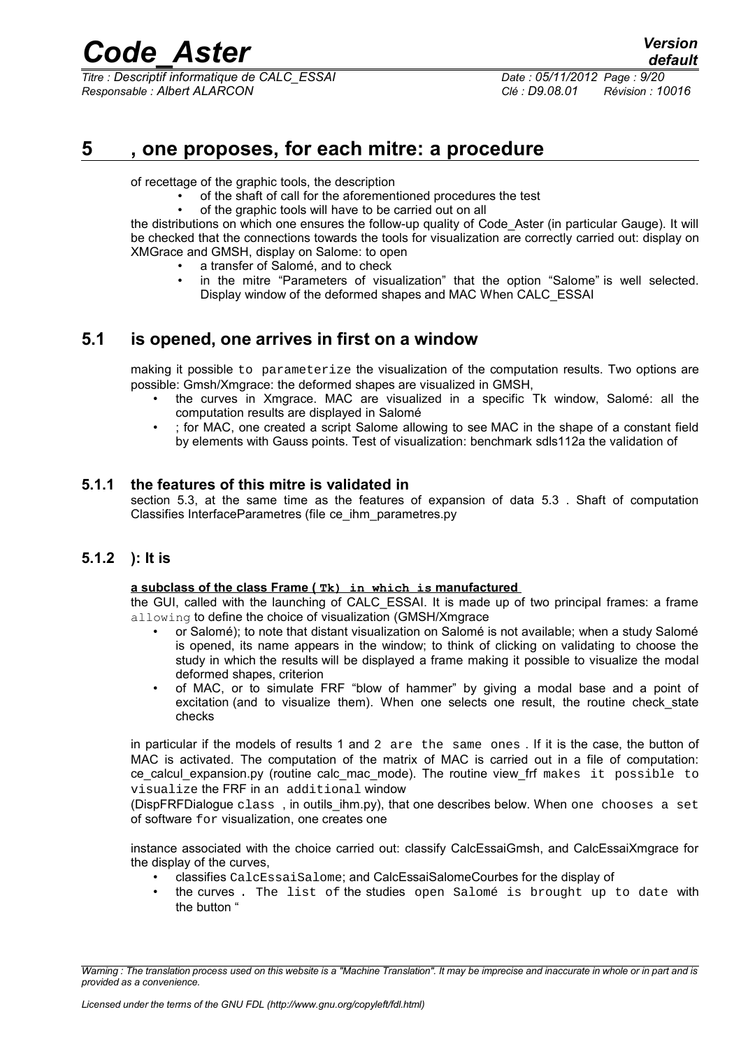# 5 , one proposes, for each mitre: a procedure

of recettage of the graphic tools, the description

- of the shaft of call for the aforementioned procedures the test
- of the graphic tools will have to be carried out on all

the distributions on which one ensures the follow-up quality of Code_Aster (in particular Gauge). It will be checked that the connections towards the tools for visualization are correctly carried out: display on XMGrace and GMSH, display on Salome: to open

- a transfer of Salomé, and to check
- in the mitre "Parameters of visualization" that the option "Salome" is well selected. Display window of the deformed shapes and MAC When CALC_ESSAI

## 5.1 is opened, one arrives in first on a window

making it possible to parameterize the visualization of the computation results. Two options are possible: Gmsh/Xmgrace: the deformed shapes are visualized in GMSH,

- the curves in Xmgrace. MAC are visualized in a specific Tk window, Salomé: all the computation results are displayed in Salomé
- ; for MAC, one created a script Salome allowing to see MAC in the shape of a constant field by elements with Gauss points. Test of visualization: benchmark sdls112a the validation of

### 5.1.1 the features of this mitre is validated in

section 5.3, at the same time as the features of expansion of data 5.3 . Shaft of computation Classifies InterfaceParametres (file ce_ihm_parametres.py

### 5.1.2 ): It is

**a subclass of the class Frame ( Tk) in which is manufactured**

the GUI, called with the launching of CALC_ESSAI. It is made up of two principal frames: a frame allowing to define the choice of visualization (GMSH/Xmgrace

- or Salomé); to note that distant visualization on Salomé is not available; when a study Salomé is opened, its name appears in the window; to think of clicking on validating to choose the study in which the results will be displayed a frame making it possible to visualize the modal deformed shapes, criterion
- of MAC, or to simulate FRF "blow of hammer" by giving a modal base and a point of excitation (and to visualize them). When one selects one result, the routine check_state checks

in particular if the models of results 1 and 2 are the same ones . If it is the case, the button of MAC is activated. The computation of the matrix of MAC is carried out in a file of computation: ce_calcul_expansion.py (routine calc_mac_mode). The routine view_frf makes it possible to visualize the FRF in an additional window

(DispFRFDialogue class , in outils_ihm.py), that one describes below. When one chooses a set of software for visualization, one creates one

instance associated with the choice carried out: classify CalcEssaiGmsh, and CalcEssaiXmgrace for the display of the curves,

- classifies CalcEssaiSalome; and CalcEssaiSalomeCourbes for the display of
- the curves . The list of the studies open Salomé is brought up to date with the button "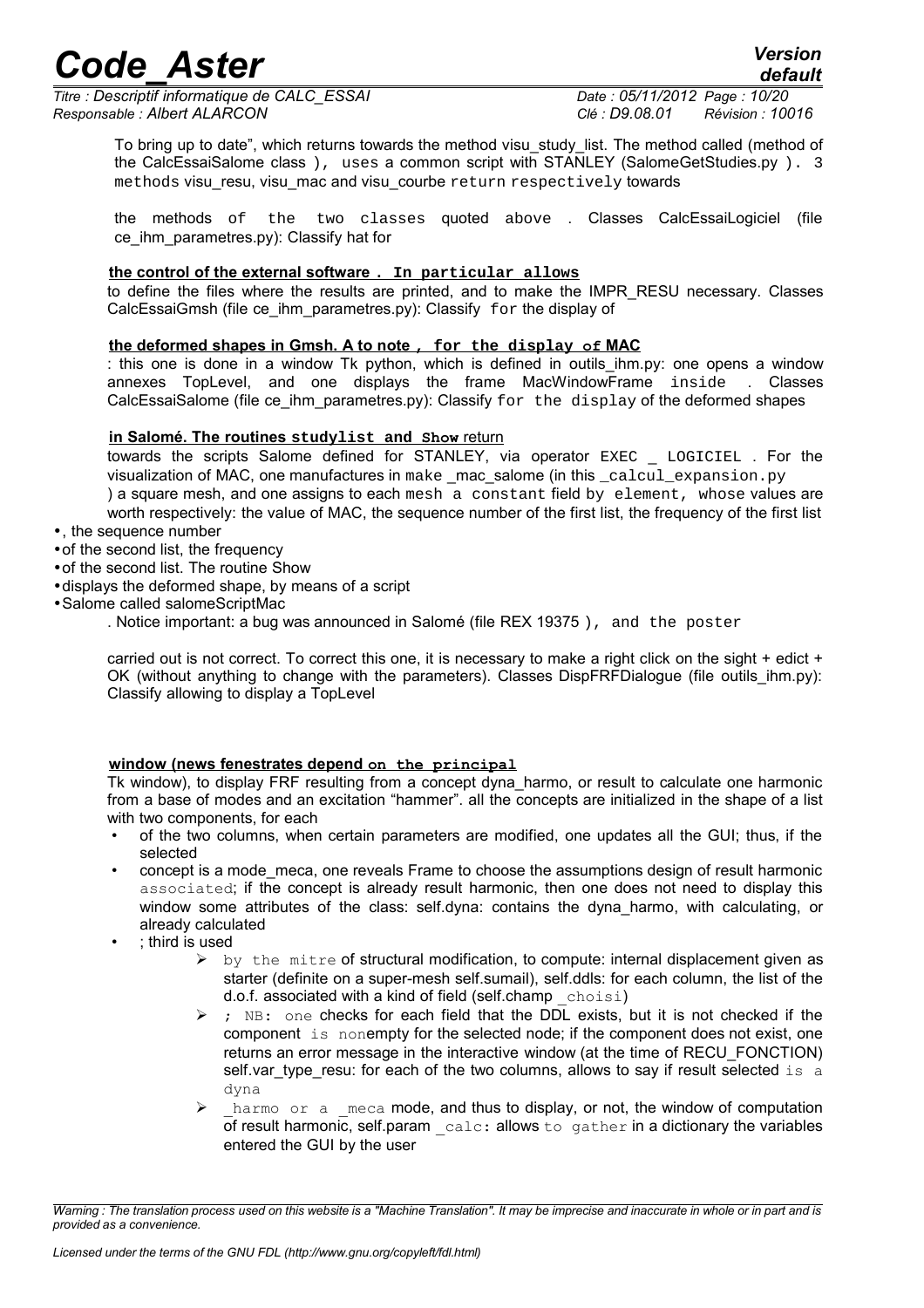To bring up to date", which returns towards the method visu_study_list. The method called (method of the CalcEssaiSalome class ), uses a common script with STANLEY (SalomeGetStudies.py ). 3 methods visu_resu, visu_mac and visu_courbe return respectively towards

the methods of the two classes quoted above . Classes CalcEssaiLogiciel (file ce_ihm_parametres.py): Classify hat for

**the control of the external software . In particular allows**

to define the files where the results are printed, and to make the IMPR_RESU necessary. Classes CalcEssaiGmsh (file ce_ihm_parametres.py): Classify for the display of

**the deformed shapes in Gmsh. A to note , for the display of MAC**

: this one is done in a window Tk python, which is defined in outils_ihm.py: one opens a window annexes TopLevel, and one displays the frame MacWindowFrame inside . Classes CalcEssaiSalome (file ce_ihm_parametres.py): Classify for the display of the deformed shapes

**in Salomé. The routines studylist and Show return**

towards the scripts Salome defined for STANLEY, via operator EXEC _ LOGICIEL . For the visualization of MAC, one manufactures in make _mac_salome (in this _calcul_expansion.py ) a square mesh, and one assigns to each mesh a constant field by element, whose values are worth respectively: the value of MAC, the sequence number of the first list, the frequency of the first list

- , the sequence number
- of the second list, the frequency
- of the second list. The routine Show
- displays the deformed shape, by means of a script
- Salome called salomeScriptMac

. Notice important: a bug was announced in Salomé (file REX 19375 ), and the poster

carried out is not correct. To correct this one, it is necessary to make a right click on the sight + edict + OK (without anything to change with the parameters). Classes DispFRFDialogue (file outils_ihm.py): Classify allowing to display a TopLevel

**window (news fenestrates depend on the principal**

Tk window), to display FRF resulting from a concept dyna_harmo, or result to calculate one harmonic from a base of modes and an excitation "hammer". all the concepts are initialized in the shape of a list with two components, for each

- of the two columns, when certain parameters are modified, one updates all the GUI; thus, if the selected
- concept is a mode_meca, one reveals Frame to choose the assumptions design of result harmonic associated; if the concept is already result harmonic, then one does not need to display this window some attributes of the class: self.dyna: contains the dyna_harmo, with calculating, or already calculated
- ; third is used
  - by the mitre of structural modification, to compute: internal displacement given as starter (definite on a super-mesh self.sumail), self.ddls: for each column, the list of the d.o.f. associated with a kind of field (self.champ _choisi)
  - ; NB: one checks for each field that the DDL exists, but it is not checked if the component is nonempty for the selected node; if the component does not exist, one returns an error message in the interactive window (at the time of RECU_FONCTION) self.var_type_resu: for each of the two columns, allows to say if result selected is a dyna
  - _harmo or a _meca mode, and thus to display, or not, the window of computation of result harmonic, self.param _calc: allows to gather in a dictionary the variables entered the GUI by the user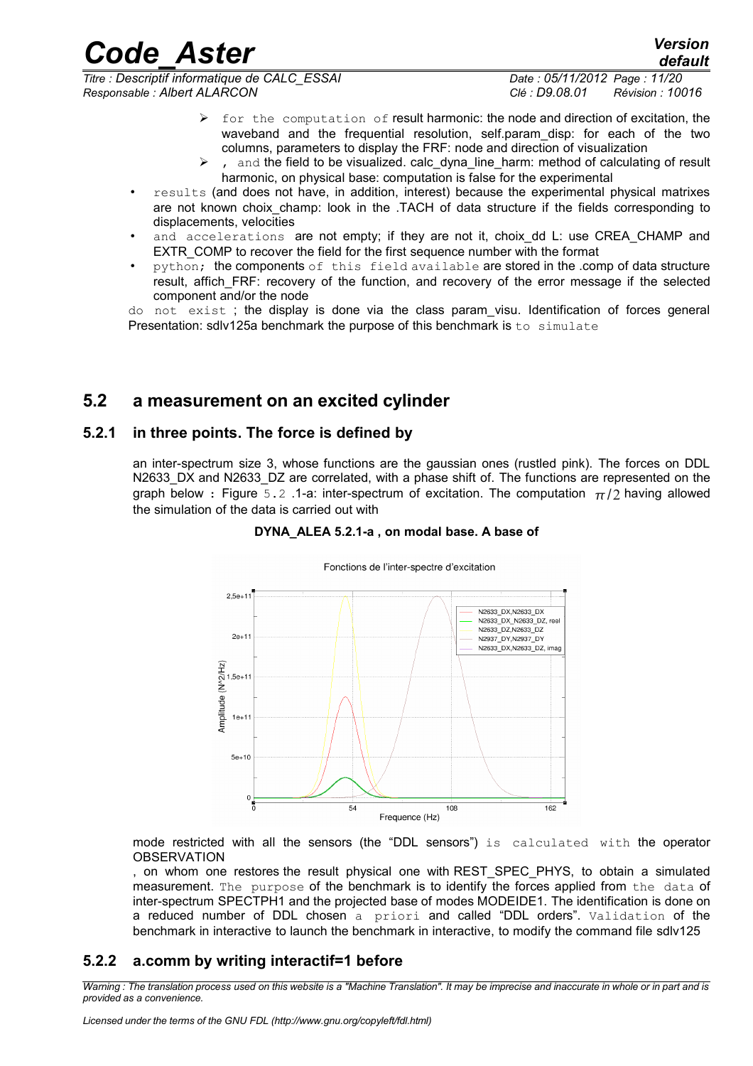- for the computation of result harmonic: the node and direction of excitation, the waveband and the frequential resolution, self.param_disp: for each of the two columns, parameters to display the FRF: node and direction of visualization
- , and the field to be visualized. calc_dyna_line_harm: method of calculating of result harmonic, on physical base: computation is false for the experimental

- results (and does not have, in addition, interest) because the experimental physical matrixes are not known choix_champ: look in the .TACH of data structure if the fields corresponding to displacements, velocities
- and accelerations are not empty; if they are not it, choix_dd L: use CREA_CHAMP and EXTR_COMP to recover the field for the first sequence number with the format
- python; the components of this field available are stored in the .comp of data structure result, affich_FRF: recovery of the function, and recovery of the error message if the selected component and/or the node

do not exist ; the display is done via the class param_visu. Identification of forces general Presentation: sdlv125a benchmark the purpose of this benchmark is to simulate

## 5.2 a measurement on an excited cylinder

### 5.2.1 in three points. The force is defined by

an inter-spectrum size 3, whose functions are the gaussian ones (rustled pink). The forces on DDL N2633_DX and N2633_DZ are correlated, with a phase shift of. The functions are represented on the graph below : Figure 5.2 .1-a: inter-spectrum of excitation. The computation $\pi/2$ having allowed the simulation of the data is carried out with

**DYNA_ALEA 5.2.1-a , on modal base. A base of**

mode restricted with all the sensors (the “DDL sensors”) is calculated with the operator OBSERVATION

, on whom one restores the result physical one with REST_SPEC_PHYS, to obtain a simulated measurement. The purpose of the benchmark is to identify the forces applied from the data of inter-spectrum SPECTPH1 and the projected base of modes MODEIDE1. The identification is done on a reduced number of DDL chosen a priori and called “DDL orders”. Validation of the benchmark in interactive to launch the benchmark in interactive, to modify the command file sdlv125

### 5.2.2 a.comm by writing interactif=1 before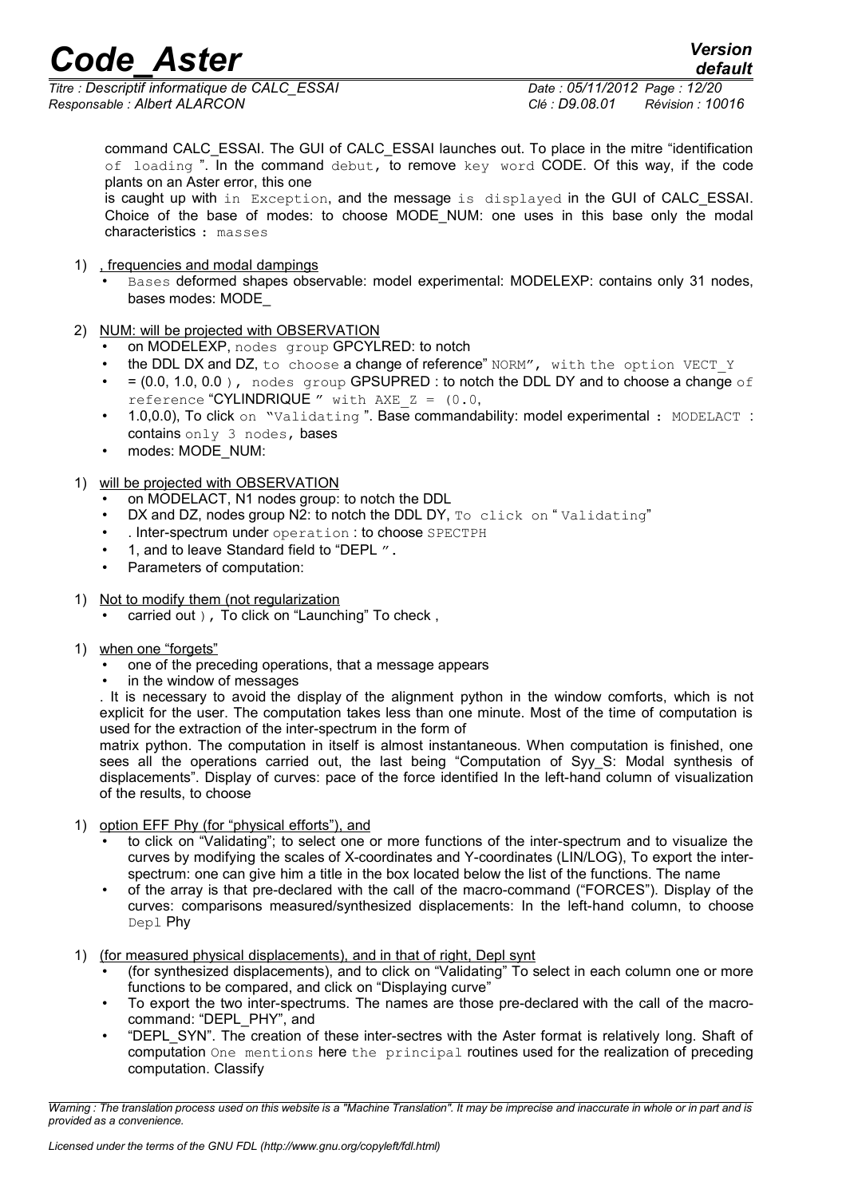command CALC_ESSAI. The GUI of CALC_ESSAI launches out. To place in the mitre "identification of loading ". In the command debut, to remove key word CODE. Of this way, if the code plants on an Aster error, this one

is caught up with in Exception, and the message is displayed in the GUI of CALC_ESSAI. Choice of the base of modes: to choose MODE_NUM: one uses in this base only the modal characteristics : masses

1) , frequencies and modal dampings
   - Bases deformed shapes observable: model experimental: MODELEXP: contains only 31 nodes, bases modes: MODE_

2) NUM: will be projected with OBSERVATION
   - on MODELEXP, nodes group GPCYLRED: to notch
   - the DDL DX and DZ, to choose a change of reference" NORM", with the option VECT_Y
   - = (0.0, 1.0, 0.0 ), nodes group GPSUPRED : to notch the DDL DY and to choose a change of reference "CYLINDRIQUE " with AXE_Z = (0.0,
   - 1.0,0.0), To click on "Validating ". Base commandability: model experimental : MODELACT : contains only 3 nodes, bases
   - modes: MODE_NUM:

1) will be projected with OBSERVATION
   - on MODELACT, N1 nodes group: to notch the DDL
   - DX and DZ, nodes group N2: to notch the DDL DY, To click on " Validating"
   - . Inter-spectrum under operation : to choose SPECTPH
   - 1, and to leave Standard field to "DEPL ".
   - Parameters of computation:

1) Not to modify them (not regularization
   - carried out ), To click on "Launching" To check ,

1) when one "forgets"
   - one of the preceding operations, that a message appears
   - in the window of messages

. It is necessary to avoid the display of the alignment python in the window comforts, which is not explicit for the user. The computation takes less than one minute. Most of the time of computation is used for the extraction of the inter-spectrum in the form of

matrix python. The computation in itself is almost instantaneous. When computation is finished, one sees all the operations carried out, the last being "Computation of Syy_S: Modal synthesis of displacements". Display of curves: pace of the force identified In the left-hand column of visualization of the results, to choose

1) option EFF Phy (for "physical efforts"), and
   - to click on "Validating"; to select one or more functions of the inter-spectrum and to visualize the curves by modifying the scales of X-coordinates and Y-coordinates (LIN/LOG), To export the inter-spectrum: one can give him a title in the box located below the list of the functions. The name
   - of the array is that pre-declared with the call of the macro-command ("FORCES"). Display of the curves: comparisons measured/synthesized displacements: In the left-hand column, to choose Depl Phy

1) (for measured physical displacements), and in that of right, Depl synt
   - (for synthesized displacements), and to click on "Validating" To select in each column one or more functions to be compared, and click on "Displaying curve"
   - To export the two inter-spectrums. The names are those pre-declared with the call of the macro-command: "DEPL_PHY", and
   - "DEPL_SYN". The creation of these inter-sectres with the Aster format is relatively long. Shaft of computation One mentions here the principal routines used for the realization of preceding computation. Classify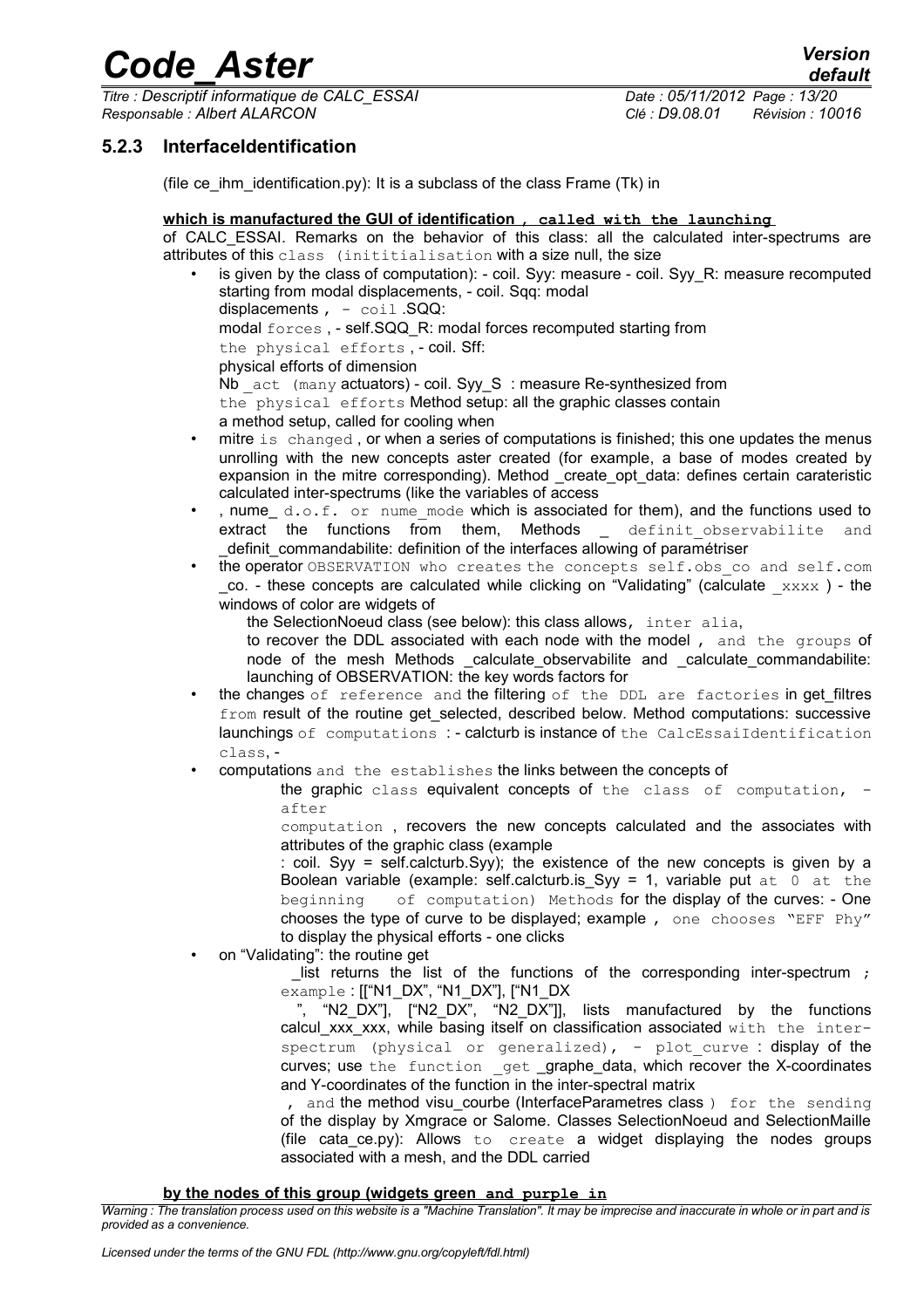### 5.2.3 InterfaceIdentification

(file ce_ihm_identification.py): It is a subclass of the class Frame (Tk) in

**which is manufactured the GUI of identification , called with the launching**

of CALC_ESSAI. Remarks on the behavior of this class: all the calculated inter-spectrums are attributes of this class (inititialisation with a size null, the size

- is given by the class of computation): - coil. Syy: measure - coil. Syy_R: measure recomputed starting from modal displacements, - coil. Sqq: modal displacements , - coil .SQQ: modal forces , - self.SQQ_R: modal forces recomputed starting from the physical efforts , - coil. Sff: physical efforts of dimension Nb _act (many actuators) - coil. Syy_S : measure Re-synthesized from the physical efforts Method setup: all the graphic classes contain a method setup, called for cooling when
- mitre is changed , or when a series of computations is finished; this one updates the menus unrolling with the new concepts aster created (for example, a base of modes created by expansion in the mitre corresponding). Method _create_opt_data: defines certain carateristic calculated inter-spectrums (like the variables of access
- , nume_ d.o.f. or nume_mode which is associated for them), and the functions used to extract the functions from them, Methods _ definit_observabilite and _definit_commandabilite: definition of the interfaces allowing of paramétriser
- the operator OBSERVATION who creates the concepts self.obs_co and self.com _co. - these concepts are calculated while clicking on "Validating" (calculate _xxxx ) - the windows of color are widgets of

  the SelectionNoeud class (see below): this class allows, inter alia, to recover the DDL associated with each node with the model , and the groups of node of the mesh Methods _calculate_observabilite and _calculate_commandabilite: launching of OBSERVATION: the key words factors for
- the changes of reference and the filtering of the DDL are factories in get_filtres from result of the routine get_selected, described below. Method computations: successive launchings of computations : - calcturb is instance of the CalcEssaiIdentification class, -
- computations and the establishes the links between the concepts of

  the graphic class equivalent concepts of the class of computation, - after computation , recovers the new concepts calculated and the associates with attributes of the graphic class (example : coil. Syy = self.calcturb.Syy); the existence of the new concepts is given by a Boolean variable (example: self.calcturb.is_Syy = 1, variable put at 0 at the beginning of computation) Methods for the display of the curves: - One chooses the type of curve to be displayed; example , one chooses "EFF Phy" to display the physical efforts - one clicks
- on "Validating": the routine get

  _list returns the list of the functions of the corresponding inter-spectrum ; example : [["N1_DX", "N1_DX"], ["N1_DX ", "N2_DX"], ["N2_DX", "N2_DX"]], lists manufactured by the functions calcul_xxx_xxx, while basing itself on classification associated with the inter-spectrum (physical or generalized), - plot_curve : display of the curves; use the function _get _graphe_data, which recover the X-coordinates and Y-coordinates of the function in the inter-spectral matrix , and the method visu_courbe (InterfaceParametres class ) for the sending of the display by Xmgrace or Salome. Classes SelectionNoeud and SelectionMaille (file cata_ce.py): Allows to create a widget displaying the nodes groups associated with a mesh, and the DDL carried

**by the nodes of this group (widgets green and purple in**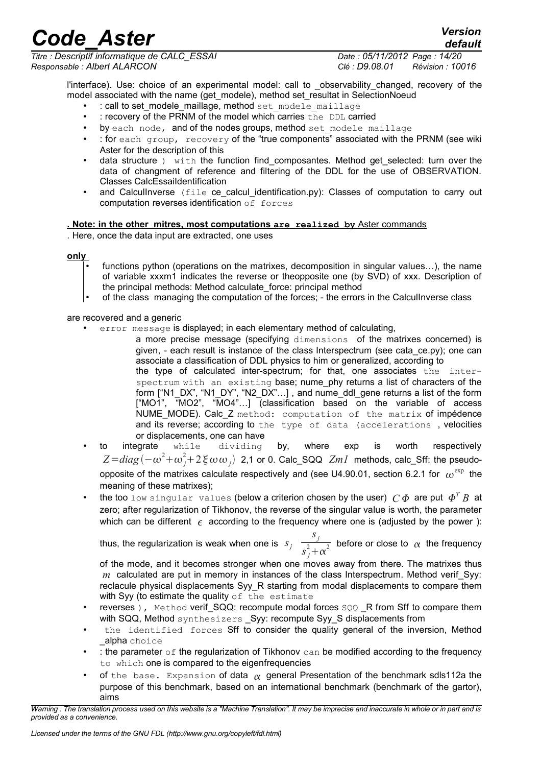l'interface). Use: choice of an experimental model: call to _observability_changed, recovery of the model associated with the name (get_modele), method set_resultat in SelectionNoeud

- : call to set_modele_maillage, method set_modele_maillage
- : recovery of the PRNM of the model which carries the DDL carried
- by each node, and of the nodes groups, method set_modele_maillage
- : for each group, recovery of the "true components" associated with the PRNM (see wiki Aster for the description of this
- data structure ) with the function find_composantes. Method get_selected: turn over the data of changment of reference and filtering of the DDL for the use of OBSERVATION. Classes CalcEssaiIdentification
- and CalculInverse (file ce_calcul_identification.py): Classes of computation to carry out computation reverses identification of forces

**. Note: in the other mitres, most computations are realized by** Aster commands

. Here, once the data input are extracted, one uses

**only**

- functions python (operations on the matrixes, decomposition in singular values…), the name of variable xxxm1 indicates the reverse or theopposite one (by SVD) of xxx. Description of the principal methods: Method calculate_force: principal method
- of the class managing the computation of the forces; - the errors in the CalculInverse class

are recovered and a generic

- error message is displayed; in each elementary method of calculating,

  a more precise message (specifying dimensions of the matrixes concerned) is given, - each result is instance of the class Interspectrum (see cata_ce.py); one can associate a classification of DDL physics to him or generalized, according to the type of calculated inter-spectrum; for that, one associates the inter-spectrum with an existing base; nume_phy returns a list of characters of the form ["N1_DX", "N1_DY", "N2_DX"…] , and nume_ddl_gene returns a list of the form ["MO1", "MO2", "MO4"…] (classification based on the variable of access NUME_MODE). Calc_Z method: computation of the matrix of impédence and its reverse; according to the type of data (accelerations , velocities or displacements, one can have

- to integrate while dividing by, where exp is worth respectively $Z=diag(-\omega^2+\omega_j^2+2\xi\omega\omega_j)$ 2,1 or 0. Calc_SQQ $Zm1$ methods, calc_Sff: the pseudo-opposite of the matrixes calculate respectively and (see U4.90.01, section 6.2.1 for $\omega^{\exp}$ the meaning of these matrixes);
- the too low singular values (below a criterion chosen by the user) $C\Phi$ are put $\Phi^T B$ at zero; after regularization of Tikhonov, the reverse of the singular value is worth, the parameter which can be different $\epsilon$ according to the frequency where one is (adjusted by the power ):

  thus, the regularization is weak when one is $s_j$ $\frac{s_j}{s_j^2+\alpha^2}$ before or close to $\alpha$ the frequency of the mode, and it becomes stronger when one moves away from there. The matrixes thus $m$ calculated are put in memory in instances of the class Interspectrum. Method verif_Syy: reclacule physical displacements Syy_R starting from modal displacements to compare them with Syy (to estimate the quality of the estimate

- reverses ), Method verif_SQQ: recompute modal forces SQQ _R from Sff to compare them with SQQ, Method synthesizers _Syy: recompute Syy_S displacements from
- the identified forces Sff to consider the quality general of the inversion, Method _alpha choice
- : the parameter of the regularization of Tikhonov can be modified according to the frequency to which one is compared to the eigenfrequencies
- of the base. Expansion of data $\alpha$ general Presentation of the benchmark sdls112a the purpose of this benchmark, based on an international benchmark (benchmark of the gartor), aims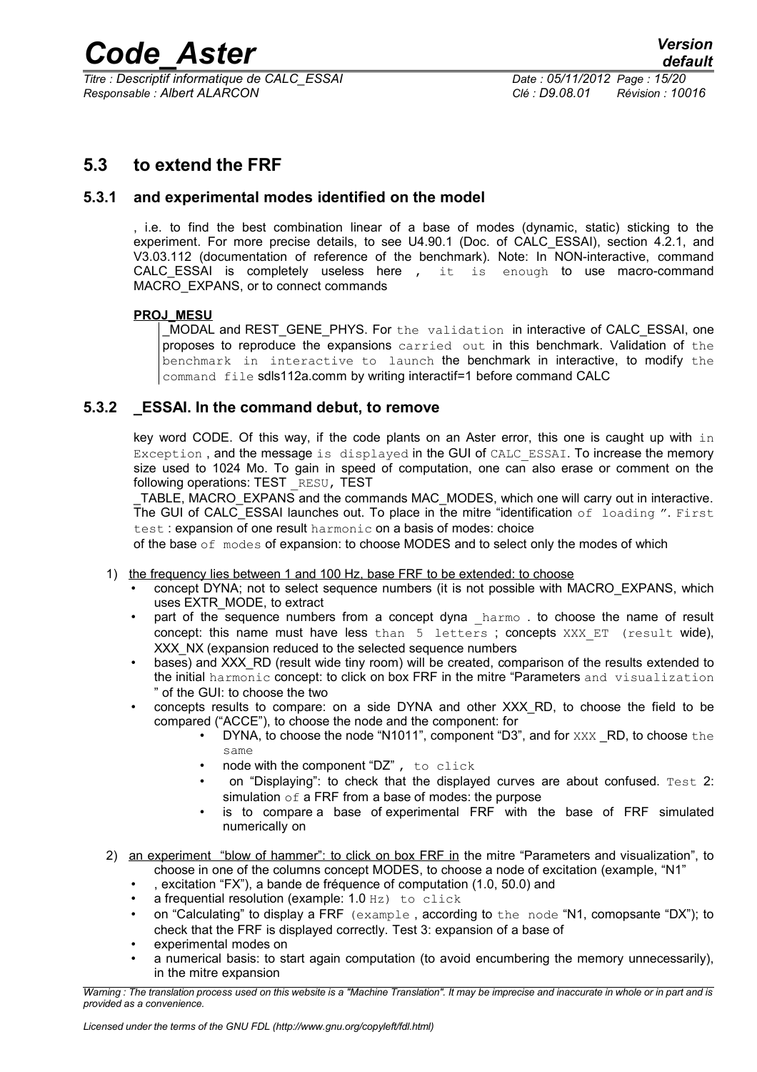## 5.3 to extend the FRF

### 5.3.1 and experimental modes identified on the model

, i.e. to find the best combination linear of a base of modes (dynamic, static) sticking to the experiment. For more precise details, to see U4.90.1 (Doc. of CALC_ESSAI), section 4.2.1, and V3.03.112 (documentation of reference of the benchmark). Note: In NON-interactive, command CALC_ESSAI is completely useless here , it is enough to use macro-command MACRO_EXPANS, or to connect commands

**PROJ_MESU**

_MODAL and REST_GENE_PHYS. For the validation in interactive of CALC_ESSAI, one proposes to reproduce the expansions carried out in this benchmark. Validation of the benchmark in interactive to launch the benchmark in interactive, to modify the command file sdls112a.comm by writing interactif=1 before command CALC

### 5.3.2 _ESSAI. In the command debut, to remove

key word CODE. Of this way, if the code plants on an Aster error, this one is caught up with in Exception , and the message is displayed in the GUI of CALC_ESSAI. To increase the memory size used to 1024 Mo. To gain in speed of computation, one can also erase or comment on the following operations: TEST _RESU, TEST _TABLE, MACRO_EXPANS and the commands MAC_MODES, which one will carry out in interactive. The GUI of CALC_ESSAI launches out. To place in the mitre "identification of loading ". First test : expansion of one result harmonic on a basis of modes: choice of the base of modes of expansion: to choose MODES and to select only the modes of which

1) the frequency lies between 1 and 100 Hz, base FRF to be extended: to choose
   - concept DYNA; not to select sequence numbers (it is not possible with MACRO_EXPANS, which uses EXTR_MODE, to extract
   - part of the sequence numbers from a concept dyna _harmo . to choose the name of result concept: this name must have less than 5 letters ; concepts XXX_ET (result wide), XXX_NX (expansion reduced to the selected sequence numbers
   - bases) and XXX_RD (result wide tiny room) will be created, comparison of the results extended to the initial harmonic concept: to click on box FRF in the mitre "Parameters and visualization " of the GUI: to choose the two
   - concepts results to compare: on a side DYNA and other XXX_RD, to choose the field to be compared ("ACCE"), to choose the node and the component: for
     - DYNA, to choose the node "N1011", component "D3", and for XXX _RD, to choose the same
     - node with the component "DZ" , to click
     - on "Displaying": to check that the displayed curves are about confused. Test 2: simulation of a FRF from a base of modes: the purpose
     - is to compare a base of experimental FRF with the base of FRF simulated numerically on

2) an experiment "blow of hammer": to click on box FRF in the mitre "Parameters and visualization", to choose in one of the columns concept MODES, to choose a node of excitation (example, "N1"
   - , excitation "FX"), a bande de fréquence of computation (1.0, 50.0) and
   - a frequential resolution (example: 1.0 Hz) to click
   - on "Calculating" to display a FRF (example , according to the node "N1, comopsante "DX"); to check that the FRF is displayed correctly. Test 3: expansion of a base of
   - experimental modes on
   - a numerical basis: to start again computation (to avoid encumbering the memory unnecessarily), in the mitre expansion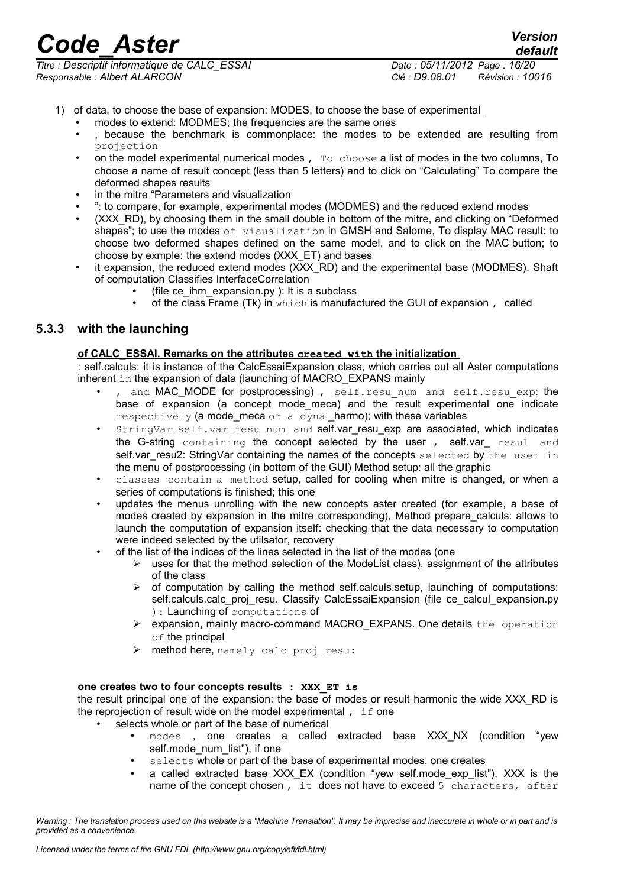1) of data, to choose the base of expansion: MODES, to choose the base of experimental
   - modes to extend: MODMES; the frequencies are the same ones
   - , because the benchmark is commonplace: the modes to be extended are resulting from projection
   - on the model experimental numerical modes , To choose a list of modes in the two columns, To choose a name of result concept (less than 5 letters) and to click on "Calculating" To compare the deformed shapes results
   - in the mitre "Parameters and visualization
   - ": to compare, for example, experimental modes (MODMES) and the reduced extend modes
   - (XXX_RD), by choosing them in the small double in bottom of the mitre, and clicking on "Deformed shapes"; to use the modes of visualization in GMSH and Salome, To display MAC result: to choose two deformed shapes defined on the same model, and to click on the MAC button; to choose by exmple: the extend modes (XXX_ET) and bases
   - it expansion, the reduced extend modes (XXX_RD) and the experimental base (MODMES). Shaft of computation Classifies InterfaceCorrelation
     - (file ce_ihm_expansion.py ): It is a subclass
     - of the class Frame (Tk) in which is manufactured the GUI of expansion , called

### 5.3.3 with the launching

**of CALC_ESSAI. Remarks on the attributes `created with` the initialization**

: self.calculs: it is instance of the CalcEssaiExpansion class, which carries out all Aster computations inherent in the expansion of data (launching of MACRO_EXPANS mainly

- , and MAC_MODE for postprocessing) , self.resu_num and self.resu_exp: the base of expansion (a concept mode_meca) and the result experimental one indicate respectively (a mode_meca or a dyna _harmo); with these variables
- StringVar self.var_resu_num and self.var_resu_exp are associated, which indicates the G-string containing the concept selected by the user , self.var_ resu1 and self.var_resu2: StringVar containing the names of the concepts selected by the user in the menu of postprocessing (in bottom of the GUI) Method setup: all the graphic
- classes contain a method setup, called for cooling when mitre is changed, or when a series of computations is finished; this one
- updates the menus unrolling with the new concepts aster created (for example, a base of modes created by expansion in the mitre corresponding), Method prepare_calculs: allows to launch the computation of expansion itself: checking that the data necessary to computation were indeed selected by the utilsator, recovery
- of the list of the indices of the lines selected in the list of the modes (one
  - uses for that the method selection of the ModeList class), assignment of the attributes of the class
  - of computation by calling the method self.calculs.setup, launching of computations: self.calculs.calc_proj_resu. Classify CalcEssaiExpansion (file ce_calcul_expansion.py ): Launching of computations of
  - expansion, mainly macro-command MACRO_EXPANS. One details the operation of the principal
  - method here, namely calc_proj_resu:

**one creates two to four concepts results `: XXX_ET is`**

the result principal one of the expansion: the base of modes or result harmonic the wide XXX_RD is the reprojection of result wide on the model experimental , if one

- selects whole or part of the base of numerical
  - modes , one creates a called extracted base XXX_NX (condition "yew self.mode_num_list"), if one
  - selects whole or part of the base of experimental modes, one creates
  - a called extracted base XXX_EX (condition "yew self.mode_exp_list"), XXX is the name of the concept chosen , it does not have to exceed 5 characters, after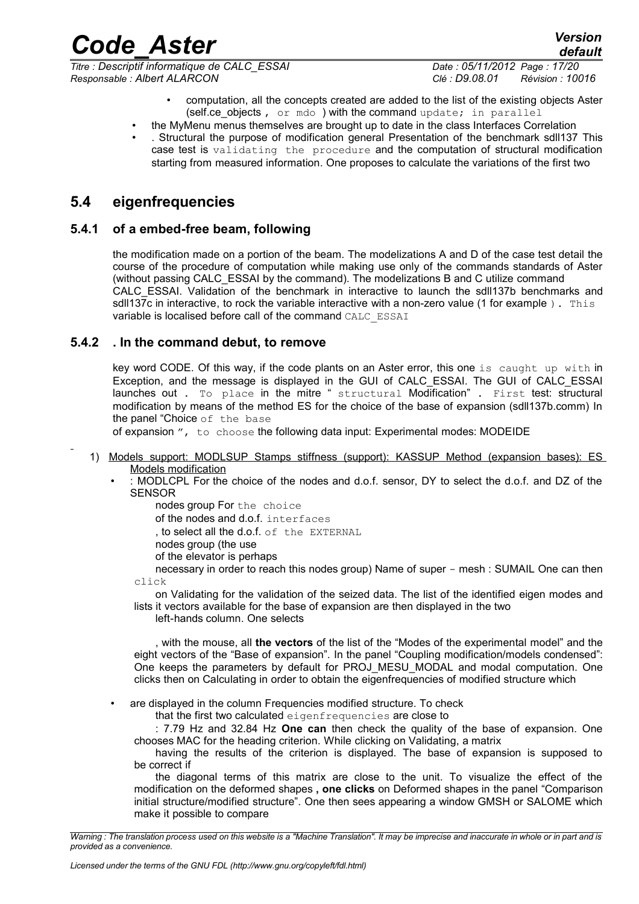- computation, all the concepts created are added to the list of the existing objects Aster (self.ce_objects , or mdo ) with the command update; in parallel
- the MyMenu menus themselves are brought up to date in the class Interfaces Correlation
- . Structural the purpose of modification general Presentation of the benchmark sdll137 This case test is validating the procedure and the computation of structural modification starting from measured information. One proposes to calculate the variations of the first two

## 5.4 eigenfrequencies

### 5.4.1 of a embed-free beam, following

the modification made on a portion of the beam. The modelizations A and D of the case test detail the course of the procedure of computation while making use only of the commands standards of Aster (without passing CALC_ESSAI by the command). The modelizations B and C utilize command CALC_ESSAI. Validation of the benchmark in interactive to launch the sdll137b benchmarks and sdll137c in interactive, to rock the variable interactive with a non-zero value (1 for example ). This variable is localised before call of the command CALC_ESSAI

### 5.4.2 . In the command debut, to remove

key word CODE. Of this way, if the code plants on an Aster error, this one is caught up with in Exception, and the message is displayed in the GUI of CALC_ESSAI. The GUI of CALC_ESSAI launches out . To place in the mitre " structural Modification" . First test: structural modification by means of the method ES for the choice of the base of expansion (sdll137b.comm) In the panel "Choice of the base of expansion ", to choose the following data input: Experimental modes: MODEIDE

1) Models support: MODLSUP Stamps stiffness (support): KASSUP Method (expansion bases): ES Models modification

- : MODLCPL For the choice of the nodes and d.o.f. sensor, DY to select the d.o.f. and DZ of the SENSOR

nodes group For the choice of the nodes and d.o.f. interfaces , to select all the d.o.f. of the EXTERNAL nodes group (the use of the elevator is perhaps necessary in order to reach this nodes group) Name of super - mesh : SUMAIL One can then click on Validating for the validation of the seized data. The list of the identified eigen modes and lists it vectors available for the base of expansion are then displayed in the two left-hands column. One selects

, with the mouse, all **the vectors** of the list of the "Modes of the experimental model" and the eight vectors of the "Base of expansion". In the panel "Coupling modification/models condensed": One keeps the parameters by default for PROJ_MESU_MODAL and modal computation. One clicks then on Calculating in order to obtain the eigenfrequencies of modified structure which

- are displayed in the column Frequencies modified structure. To check

that the first two calculated eigenfrequencies are close to : 7.79 Hz and 32.84 Hz **One can** then check the quality of the base of expansion. One chooses MAC for the heading criterion. While clicking on Validating, a matrix having the results of the criterion is displayed. The base of expansion is supposed to be correct if the diagonal terms of this matrix are close to the unit. To visualize the effect of the modification on the deformed shapes **, one clicks** on Deformed shapes in the panel "Comparison initial structure/modified structure". One then sees appearing a window GMSH or SALOME which make it possible to compare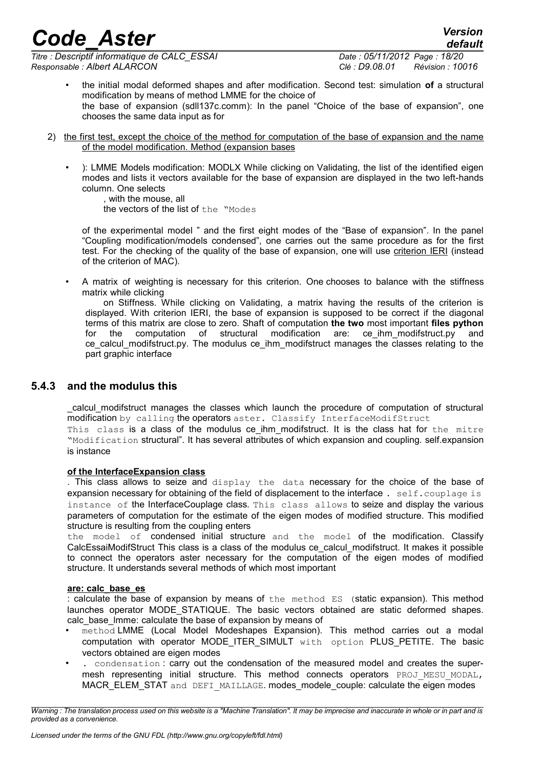- the initial modal deformed shapes and after modification. Second test: simulation **of** a structural modification by means of method LMME for the choice of the base of expansion (sdll137c.comm): In the panel "Choice of the base of expansion", one chooses the same data input as for

2) the first test, except the choice of the method for computation of the base of expansion and the name of the model modification. Method (expansion bases

- ): LMME Models modification: MODLX While clicking on Validating, the list of the identified eigen modes and lists it vectors available for the base of expansion are displayed in the two left-hands column. One selects
  , with the mouse, all
  the vectors of the list of the "Modes

  of the experimental model " and the first eight modes of the "Base of expansion". In the panel "Coupling modification/models condensed", one carries out the same procedure as for the first test. For the checking of the quality of the base of expansion, one will use criterion IERI (instead of the criterion of MAC).

- A matrix of weighting is necessary for this criterion. One chooses to balance with the stiffness matrix while clicking
  on Stiffness. While clicking on Validating, a matrix having the results of the criterion is displayed. With criterion IERI, the base of expansion is supposed to be correct if the diagonal terms of this matrix are close to zero. Shaft of computation **the two** most important **files python** for the computation of structural modification are: ce_ihm_modifstruct.py and ce_calcul_modifstruct.py. The modulus ce_ihm_modifstruct manages the classes relating to the part graphic interface

### 5.4.3 and the modulus this

_calcul_modifstruct manages the classes which launch the procedure of computation of structural modification by calling the operators aster. Classify InterfaceModifStruct
This class is a class of the modulus ce_ihm_modifstruct. It is the class hat for the mitre "Modification structural". It has several attributes of which expansion and coupling. self.expansion is instance

**of the InterfaceExpansion class**
. This class allows to seize and display the data necessary for the choice of the base of expansion necessary for obtaining of the field of displacement to the interface . self.couplage is instance of the InterfaceCouplage class. This class allows to seize and display the various parameters of computation for the estimate of the eigen modes of modified structure. This modified structure is resulting from the coupling enters the model of condensed initial structure and the model of the modification. Classify CalcEssaiModifStruct This class is a class of the modulus ce_calcul_modifstruct. It makes it possible to connect the operators aster necessary for the computation of the eigen modes of modified structure. It understands several methods of which most important

**are: calc_base_es**
: calculate the base of expansion by means of the method ES (static expansion). This method launches operator MODE_STATIQUE. The basic vectors obtained are static deformed shapes. calc_base_lmme: calculate the base of expansion by means of

- method LMME (Local Model Modeshapes Expansion). This method carries out a modal computation with operator MODE_ITER_SIMULT with option PLUS_PETITE. The basic vectors obtained are eigen modes
- . condensation : carry out the condensation of the measured model and creates the super-mesh representing initial structure. This method connects operators PROJ_MESU_MODAL, MACR_ELEM_STAT and DEFI_MAILLAGE. modes_modele_couple: calculate the eigen modes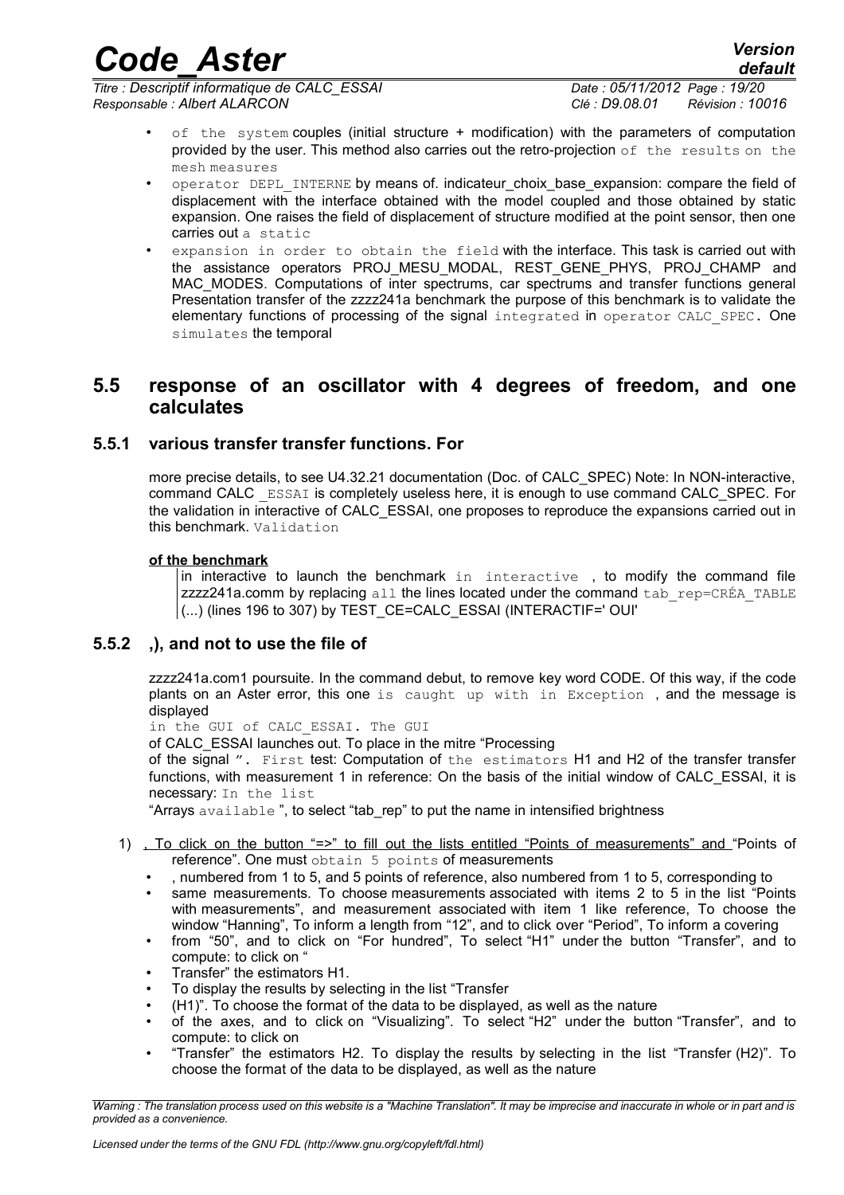- of the system couples (initial structure + modification) with the parameters of computation provided by the user. This method also carries out the retro-projection of the results on the mesh measures
- operator DEPL_INTERNE by means of. indicateur_choix_base_expansion: compare the field of displacement with the interface obtained with the model coupled and those obtained by static expansion. One raises the field of displacement of structure modified at the point sensor, then one carries out a static
- expansion in order to obtain the field with the interface. This task is carried out with the assistance operators PROJ_MESU_MODAL, REST_GENE_PHYS, PROJ_CHAMP and MAC_MODES. Computations of inter spectrums, car spectrums and transfer functions general Presentation transfer of the zzzz241a benchmark the purpose of this benchmark is to validate the elementary functions of processing of the signal integrated in operator CALC_SPEC. One simulates the temporal

## 5.5 response of an oscillator with 4 degrees of freedom, and one calculates

### 5.5.1 various transfer transfer functions. For

more precise details, to see U4.32.21 documentation (Doc. of CALC_SPEC) Note: In NON-interactive, command CALC _ESSAI is completely useless here, it is enough to use command CALC_SPEC. For the validation in interactive of CALC_ESSAI, one proposes to reproduce the expansions carried out in this benchmark. Validation

**of the benchmark**

> in interactive to launch the benchmark in interactive , to modify the command file zzzz241a.comm by replacing all the lines located under the command tab_rep=CRÉA_TABLE (...) (lines 196 to 307) by TEST_CE=CALC_ESSAI (INTERACTIF=' OUI'

### 5.5.2 ,), and not to use the file of

zzzz241a.com1 poursuite. In the command debut, to remove key word CODE. Of this way, if the code plants on an Aster error, this one is caught up with in Exception , and the message is displayed

in the GUI of CALC_ESSAI. The GUI

of CALC_ESSAI launches out. To place in the mitre "Processing

of the signal ". First test: Computation of the estimators H1 and H2 of the transfer transfer functions, with measurement 1 in reference: On the basis of the initial window of CALC_ESSAI, it is necessary: In the list

"Arrays available ", to select "tab_rep" to put the name in intensified brightness

1) , To click on the button "=>" to fill out the lists entitled "Points of measurements" and "Points of reference". One must obtain 5 points of measurements
   - , numbered from 1 to 5, and 5 points of reference, also numbered from 1 to 5, corresponding to
   - same measurements. To choose measurements associated with items 2 to 5 in the list "Points with measurements", and measurement associated with item 1 like reference, To choose the window "Hanning", To inform a length from "12", and to click over "Period", To inform a covering
   - from "50", and to click on "For hundred", To select "H1" under the button "Transfer", and to compute: to click on "
   - Transfer" the estimators H1.
   - To display the results by selecting in the list "Transfer
   - (H1)". To choose the format of the data to be displayed, as well as the nature
   - of the axes, and to click on "Visualizing". To select "H2" under the button "Transfer", and to compute: to click on
   - "Transfer" the estimators H2. To display the results by selecting in the list "Transfer (H2)". To choose the format of the data to be displayed, as well as the nature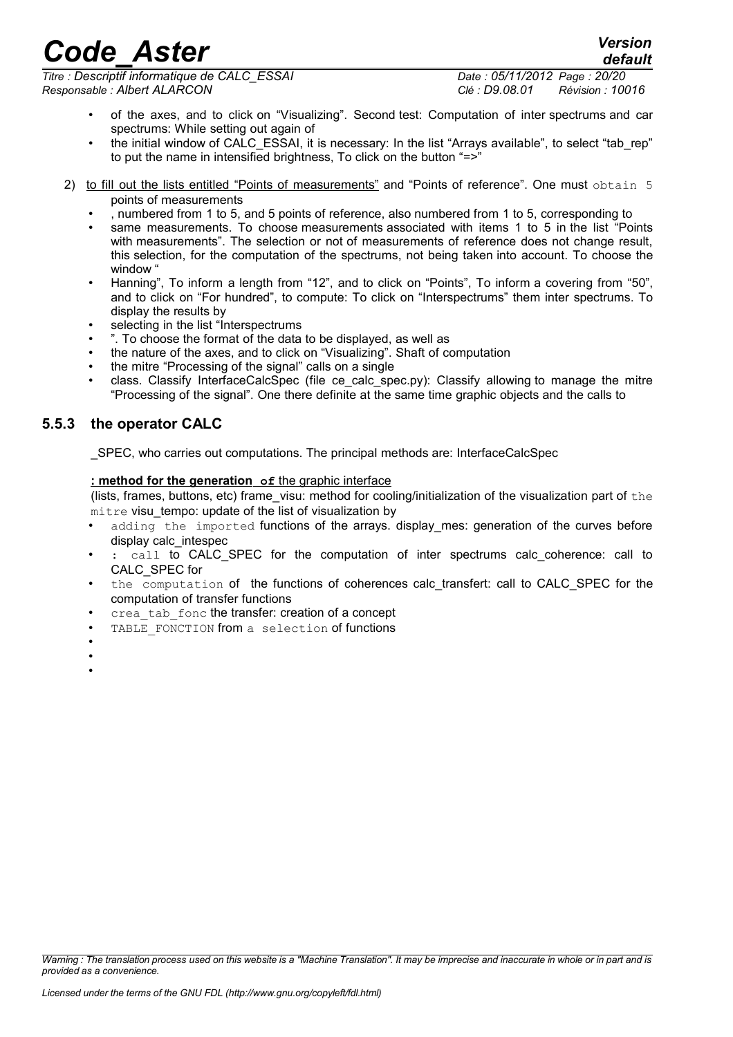- of the axes, and to click on "Visualizing". Second test: Computation of inter spectrums and car spectrums: While setting out again of
- the initial window of CALC_ESSAI, it is necessary: In the list "Arrays available", to select "tab_rep" to put the name in intensified brightness, To click on the button "=>"

2) to fill out the lists entitled "Points of measurements" and "Points of reference". One must obtain 5 points of measurements
   - , numbered from 1 to 5, and 5 points of reference, also numbered from 1 to 5, corresponding to
   - same measurements. To choose measurements associated with items 1 to 5 in the list "Points with measurements". The selection or not of measurements of reference does not change result, this selection, for the computation of the spectrums, not being taken into account. To choose the window "
   - Hanning", To inform a length from "12", and to click on "Points", To inform a covering from "50", and to click on "For hundred", to compute: To click on "Interspectrums" them inter spectrums. To display the results by
   - selecting in the list "Interspectrums
   - ". To choose the format of the data to be displayed, as well as
   - the nature of the axes, and to click on "Visualizing". Shaft of computation
   - the mitre "Processing of the signal" calls on a single
   - class. Classify InterfaceCalcSpec (file ce_calc_spec.py): Classify allowing to manage the mitre "Processing of the signal". One there definite at the same time graphic objects and the calls to

### 5.5.3 the operator CALC

_SPEC, who carries out computations. The principal methods are: InterfaceCalcSpec

**: method for the generation of** the graphic interface

(lists, frames, buttons, etc) frame_visu: method for cooling/initialization of the visualization part of the mitre visu_tempo: update of the list of visualization by

- adding the imported functions of the arrays. display_mes: generation of the curves before display calc_intespec
- : call to CALC_SPEC for the computation of inter spectrums calc_coherence: call to CALC_SPEC for
- the computation of the functions of coherences calc_transfert: call to CALC_SPEC for the computation of transfer functions
- crea_tab_fonc the transfer: creation of a concept
- TABLE_FONCTION from a selection of functions